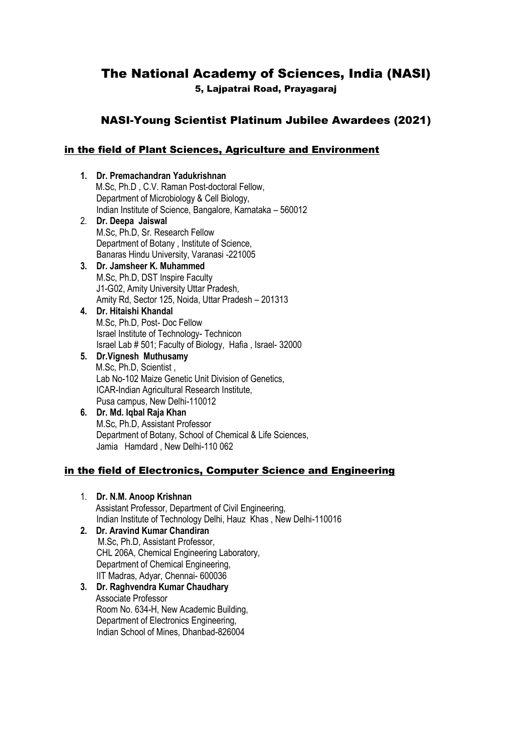# The National Academy of Sciences, India (NASI)

5, Lajpatrai Road, Prayagaraj

## NASI-Young Scientist Platinum Jubilee Awardees (2021)

### in the field of Plant Sciences, Agriculture and Environment

1. **Dr. Premachandran Yadukrishnan**
   M.Sc, Ph.D , C.V. Raman Post-doctoral Fellow,
   Department of Microbiology & Cell Biology,
   Indian Institute of Science, Bangalore, Karnataka – 560012
2. **Dr. Deepa Jaiswal**
   M.Sc, Ph.D, Sr. Research Fellow
   Department of Botany , Institute of Science,
   Banaras Hindu University, Varanasi -221005
3. **Dr. Jamsheer K. Muhammed**
   M.Sc, Ph.D, DST Inspire Faculty
   J1-G02, Amity University Uttar Pradesh,
   Amity Rd, Sector 125, Noida, Uttar Pradesh – 201313
4. **Dr. Hitaishi Khandal**
   M.Sc, Ph.D, Post- Doc Fellow
   Israel Institute of Technology- Technicon
   Israel Lab # 501; Faculty of Biology, Hafia , Israel- 32000
5. **Dr.Vignesh Muthusamy**
   M.Sc, Ph.D, Scientist ,
   Lab No-102 Maize Genetic Unit Division of Genetics,
   ICAR-Indian Agricultural Research Institute,
   Pusa campus, New Delhi-110012
6. **Dr. Md. Iqbal Raja Khan**
   M.Sc, Ph.D, Assistant Professor
   Department of Botany, School of Chemical & Life Sciences,
   Jamia Hamdard , New Delhi-110 062

### in the field of Electronics, Computer Science and Engineering

1. **Dr. N.M. Anoop Krishnan**
   Assistant Professor, Department of Civil Engineering,
   Indian Institute of Technology Delhi, Hauz Khas , New Delhi-110016
2. **Dr. Aravind Kumar Chandiran**
   M.Sc, Ph.D, Assistant Professor,
   CHL 206A, Chemical Engineering Laboratory,
   Department of Chemical Engineering,
   IIT Madras, Adyar, Chennai- 600036
3. **Dr. Raghvendra Kumar Chaudhary**
   Associate Professor
   Room No. 634-H, New Academic Building,
   Department of Electronics Engineering,
   Indian School of Mines, Dhanbad-826004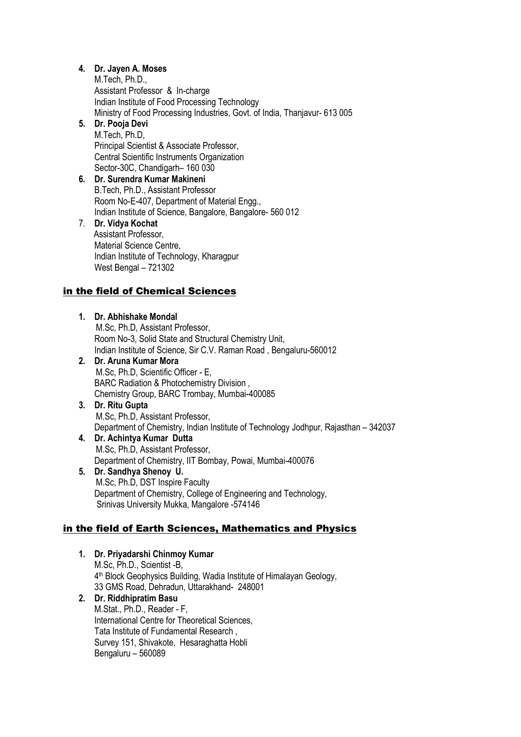4. **Dr. Jayen A. Moses**
   M.Tech, Ph.D.,
   Assistant Professor & In-charge
   Indian Institute of Food Processing Technology
   Ministry of Food Processing Industries, Govt. of India, Thanjavur- 613 005
5. **Dr. Pooja Devi**
   M.Tech, Ph.D,
   Principal Scientist & Associate Professor,
   Central Scientific Instruments Organization
   Sector-30C, Chandigarh– 160 030
6. **Dr. Surendra Kumar Makineni**
   B.Tech, Ph.D., Assistant Professor
   Room No-E-407, Department of Material Engg.,
   Indian Institute of Science, Bangalore, Bangalore- 560 012
7. **Dr. Vidya Kochat**
   Assistant Professor,
   Material Science Centre,
   Indian Institute of Technology, Kharagpur
   West Bengal – 721302

## in the field of Chemical Sciences

1. **Dr. Abhishake Mondal**
   M.Sc, Ph.D, Assistant Professor,
   Room No-3, Solid State and Structural Chemistry Unit,
   Indian Institute of Science, Sir C.V. Raman Road , Bengaluru-560012
2. **Dr. Aruna Kumar Mora**
   M.Sc, Ph.D, Scientific Officer - E,
   BARC Radiation & Photochemistry Division ,
   Chemistry Group, BARC Trombay, Mumbai-400085
3. **Dr. Ritu Gupta**
   M.Sc, Ph.D, Assistant Professor,
   Department of Chemistry, Indian Institute of Technology Jodhpur, Rajasthan – 342037
4. **Dr. Achintya Kumar Dutta**
   M.Sc, Ph.D, Assistant Professor,
   Department of Chemistry, IIT Bombay, Powai, Mumbai-400076
5. **Dr. Sandhya Shenoy U.**
   M.Sc, Ph.D, DST Inspire Faculty
   Department of Chemistry, College of Engineering and Technology,
   Srinivas University Mukka, Mangalore -574146

## in the field of Earth Sciences, Mathematics and Physics

1. **Dr. Priyadarshi Chinmoy Kumar**
   M.Sc, Ph.D., Scientist -B,
   4th Block Geophysics Building, Wadia Institute of Himalayan Geology,
   33 GMS Road, Dehradun, Uttarakhand- 248001
2. **Dr. Riddhipratim Basu**
   M.Stat., Ph.D., Reader - F,
   International Centre for Theoretical Sciences,
   Tata Institute of Fundamental Research ,
   Survey 151, Shivakote, Hesaraghatta Hobli
   Bengaluru – 560089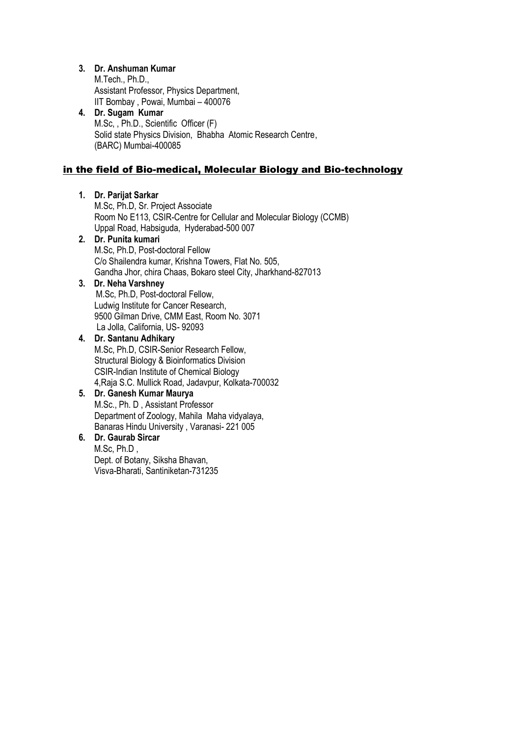3. **Dr. Anshuman Kumar**
   M.Tech., Ph.D.,
   Assistant Professor, Physics Department,
   IIT Bombay , Powai, Mumbai – 400076
4. **Dr. Sugam Kumar**
   M.Sc, , Ph.D., Scientific Officer (F)
   Solid state Physics Division, Bhabha Atomic Research Centre,
   (BARC) Mumbai-400085

## in the field of Bio-medical, Molecular Biology and Bio-technology

1. **Dr. Parijat Sarkar**
   M.Sc, Ph.D, Sr. Project Associate
   Room No E113, CSIR-Centre for Cellular and Molecular Biology (CCMB)
   Uppal Road, Habsiguda, Hyderabad-500 007
2. **Dr. Punita kumari**
   M.Sc, Ph.D, Post-doctoral Fellow
   C/o Shailendra kumar, Krishna Towers, Flat No. 505,
   Gandha Jhor, chira Chaas, Bokaro steel City, Jharkhand-827013
3. **Dr. Neha Varshney**
   M.Sc, Ph.D, Post-doctoral Fellow,
   Ludwig Institute for Cancer Research,
   9500 Gilman Drive, CMM East, Room No. 3071
   La Jolla, California, US- 92093
4. **Dr. Santanu Adhikary**
   M.Sc, Ph.D, CSIR-Senior Research Fellow,
   Structural Biology & Bioinformatics Division
   CSIR-Indian Institute of Chemical Biology
   4,Raja S.C. Mullick Road, Jadavpur, Kolkata-700032
5. **Dr. Ganesh Kumar Maurya**
   M.Sc., Ph. D , Assistant Professor
   Department of Zoology, Mahila Maha vidyalaya,
   Banaras Hindu University , Varanasi- 221 005
6. **Dr. Gaurab Sircar**
   M.Sc, Ph.D ,
   Dept. of Botany, Siksha Bhavan,
   Visva-Bharati, Santiniketan-731235